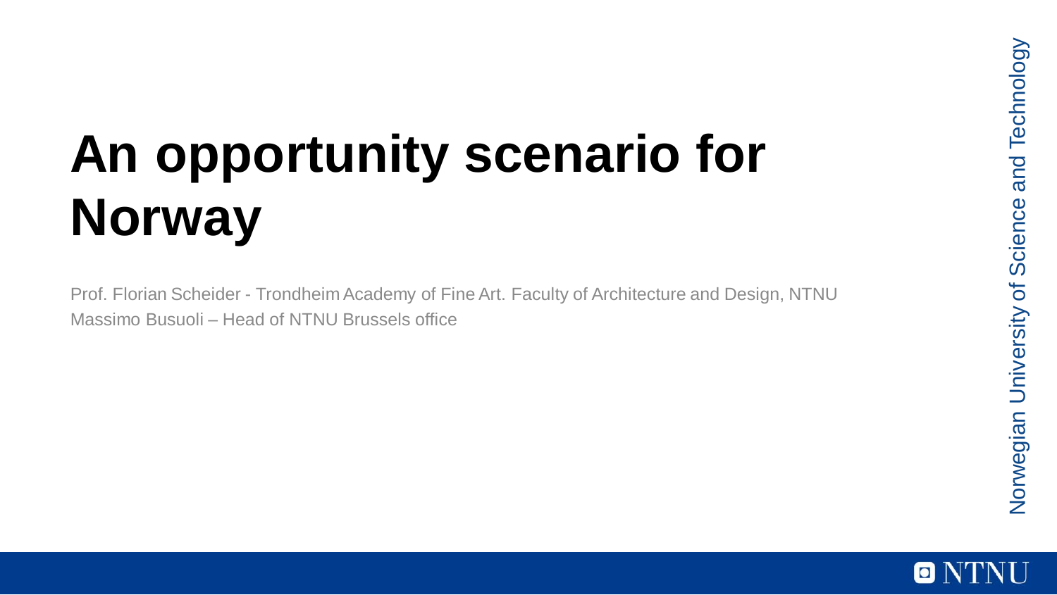# An opportunity scenario for Norway

Prof. Florian Scheider - Trondheim Academy of Fine Art. Faculty of Architecture and Design, NTNU
Massimo Busuoli – Head of NTNU Brussels office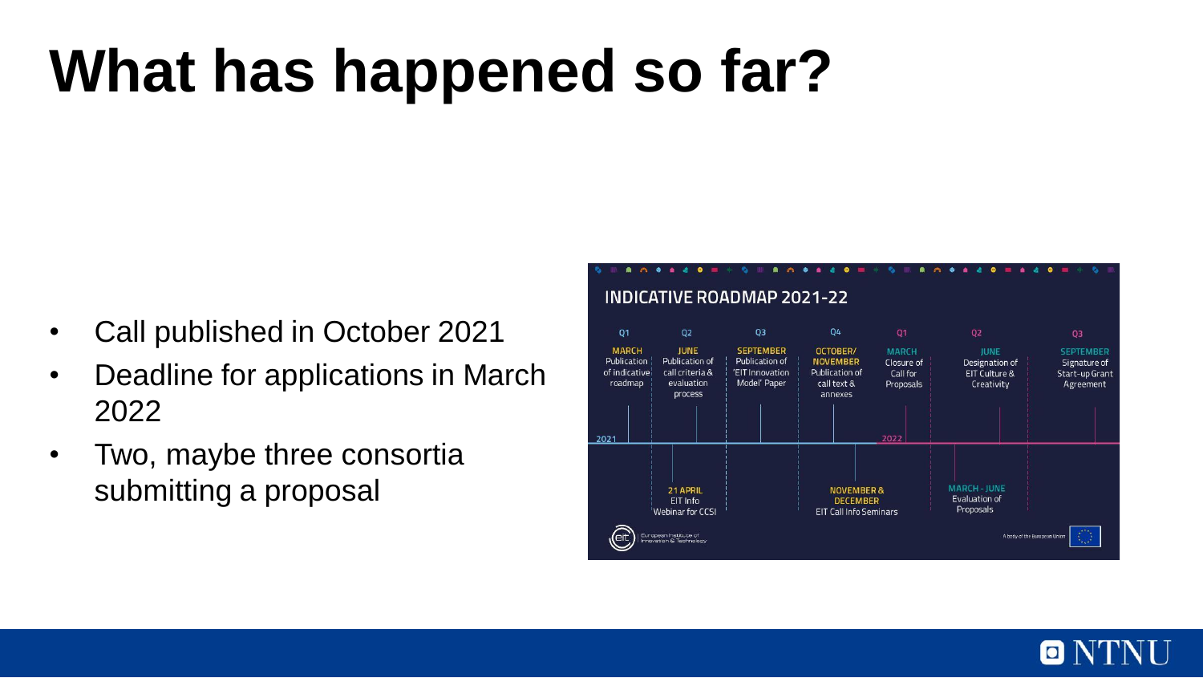# What has happened so far?

- Call published in October 2021
- Deadline for applications in March 2022
- Two, maybe three consortia submitting a proposal

## INDICATIVE ROADMAP 2021-22

**2021**

- **Q1 – MARCH:** Publication of indicative roadmap
- **Q2 – JUNE:** Publication of call criteria & evaluation process
- **Q2 – 21 APRIL:** EIT Info Webinar for CCSI
- **Q3 – SEPTEMBER:** Publication of 'EIT Innovation Model' Paper
- **Q4 – OCTOBER/NOVEMBER:** Publication of call text & annexes
- **Q4 – NOVEMBER & DECEMBER:** EIT Call Info Seminars

**2022**

- **Q1 – MARCH:** Closure of Call for Proposals
- **MARCH - JUNE:** Evaluation of Proposals
- **Q2 – JUNE:** Designation of EIT Culture & Creativity
- **Q3 – SEPTEMBER:** Signature of Start-up Grant Agreement

European Institute of Innovation & Technology

A body of the European Union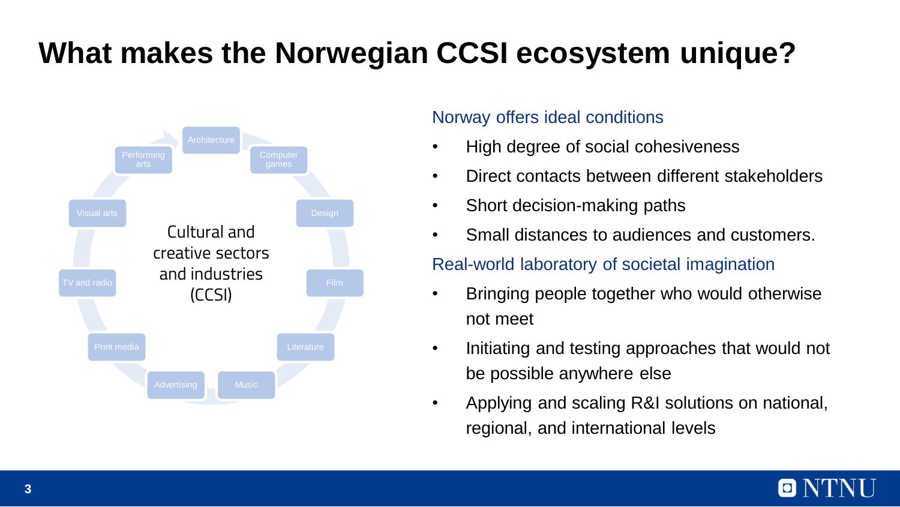# What makes the Norwegian CCSI ecosystem unique?

Cultural and creative sectors and industries (CCSI)

- Architecture
- Computer games
- Design
- Film
- Literature
- Music
- Advertising
- Print media
- TV and radio
- Visual arts
- Performing arts

Norway offers ideal conditions

- High degree of social cohesiveness
- Direct contacts between different stakeholders
- Short decision-making paths
- Small distances to audiences and customers.

Real-world laboratory of societal imagination

- Bringing people together who would otherwise not meet
- Initiating and testing approaches that would not be possible anywhere else
- Applying and scaling R&I solutions on national, regional, and international levels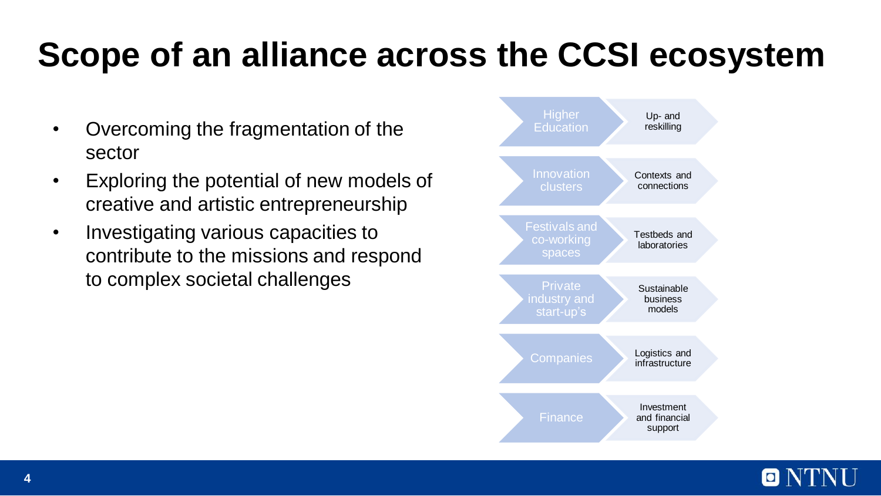# Scope of an alliance across the CCSI ecosystem

- Overcoming the fragmentation of the sector
- Exploring the potential of new models of creative and artistic entrepreneurship
- Investigating various capacities to contribute to the missions and respond to complex societal challenges

| | |
|---|---|
| Higher Education | Up- and reskilling |
| Innovation clusters | Contexts and connections |
| Festivals and co-working spaces | Testbeds and laboratories |
| Private industry and start-up's | Sustainable business models |
| Companies | Logistics and infrastructure |
| Finance | Investment and financial support |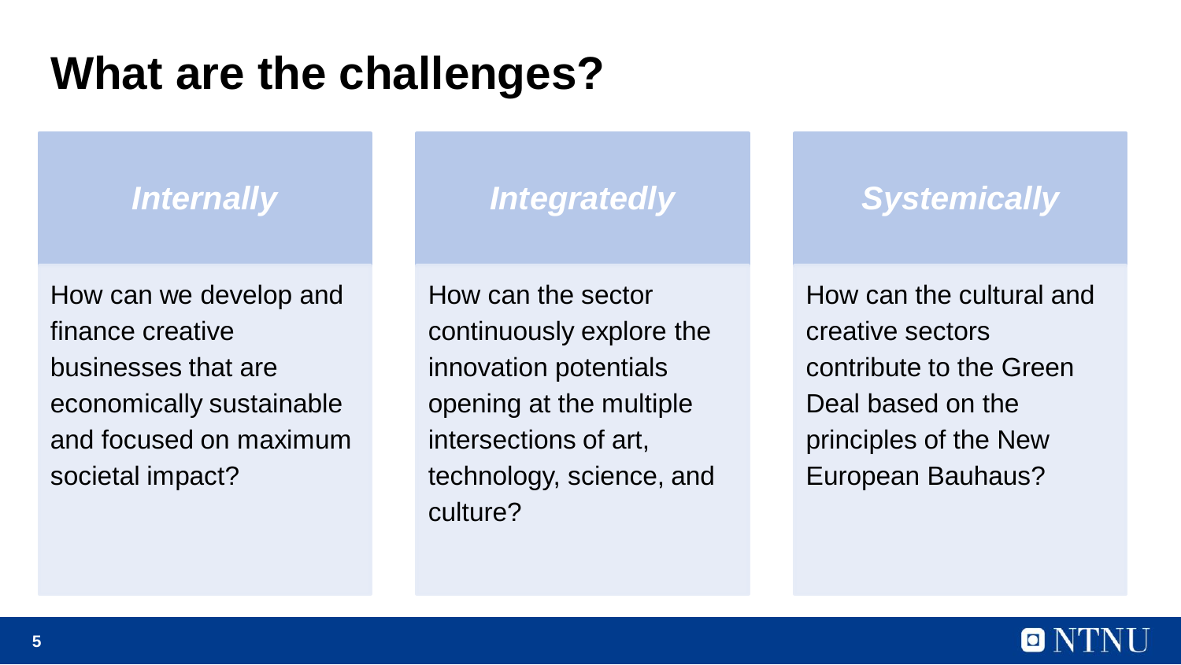# What are the challenges?

### *Internally*

How can we develop and finance creative businesses that are economically sustainable and focused on maximum societal impact?

### *Integratedly*

How can the sector continuously explore the innovation potentials opening at the multiple intersections of art, technology, science, and culture?

### *Systemically*

How can the cultural and creative sectors contribute to the Green Deal based on the principles of the New European Bauhaus?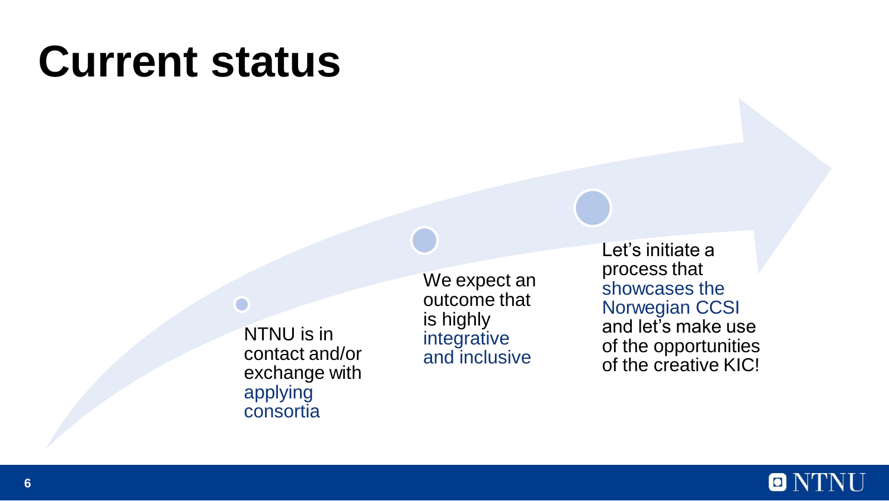# Current status

- NTNU is in contact and/or exchange with applying consortia
- We expect an outcome that is highly integrative and inclusive
- Let's initiate a process that showcases the Norwegian CCSI and let's make use of the opportunities of the creative KIC!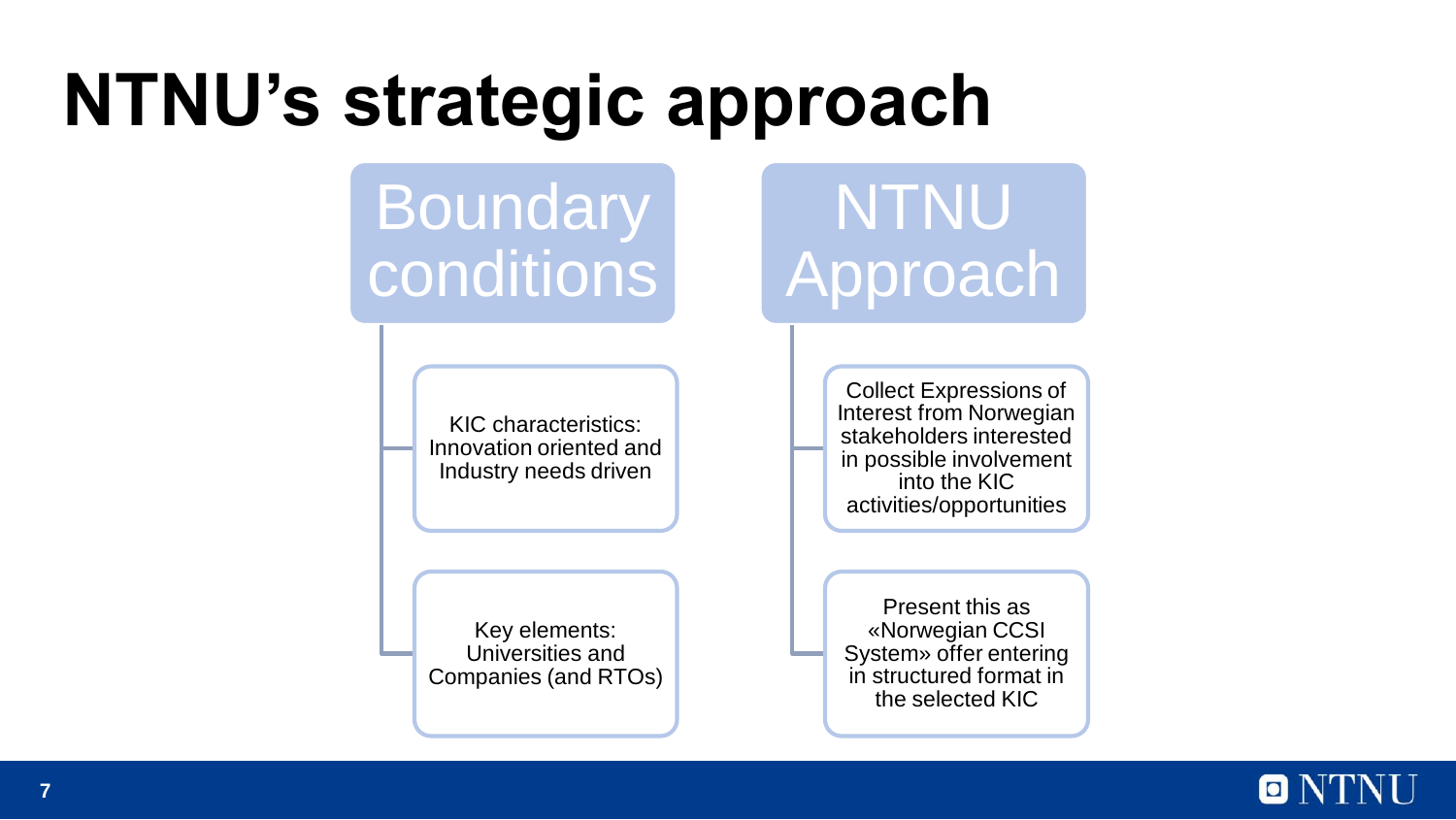# NTNU's strategic approach

## Boundary conditions

- KIC characteristics: Innovation oriented and Industry needs driven
- Key elements: Universities and Companies (and RTOs)

## NTNU Approach

- Collect Expressions of Interest from Norwegian stakeholders interested in possible involvement into the KIC activities/opportunities
- Present this as «Norwegian CCSI System» offer entering in structured format in the selected KIC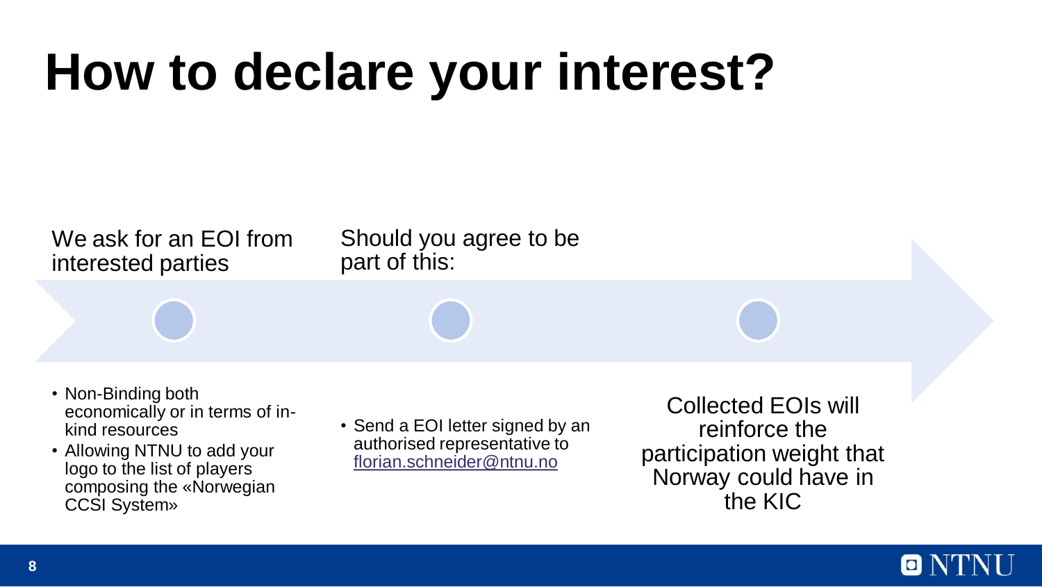# How to declare your interest?

We ask for an EOI from interested parties

- Non-Binding both economically or in terms of in-kind resources
- Allowing NTNU to add your logo to the list of players composing the «Norwegian CCSI System»

Should you agree to be part of this:

- Send a EOI letter signed by an authorised representative to florian.schneider@ntnu.no

Collected EOIs will reinforce the participation weight that Norway could have in the KIC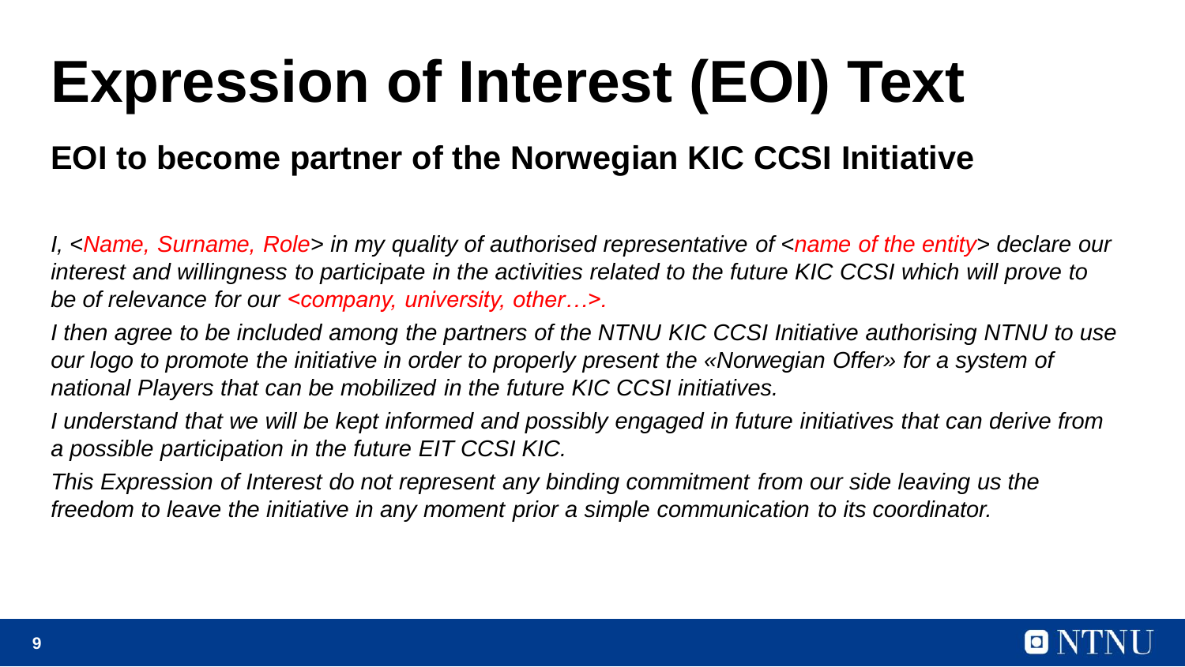# Expression of Interest (EOI) Text

## EOI to become partner of the Norwegian KIC CCSI Initiative

*I, <Name, Surname, Role> in my quality of authorised representative of <name of the entity> declare our interest and willingness to participate in the activities related to the future KIC CCSI which will prove to be of relevance for our <company, university, other…>.*

*I then agree to be included among the partners of the NTNU KIC CCSI Initiative authorising NTNU to use our logo to promote the initiative in order to properly present the «Norwegian Offer» for a system of national Players that can be mobilized in the future KIC CCSI initiatives.*

*I understand that we will be kept informed and possibly engaged in future initiatives that can derive from a possible participation in the future EIT CCSI KIC.*

*This Expression of Interest do not represent any binding commitment from our side leaving us the freedom to leave the initiative in any moment prior a simple communication to its coordinator.*